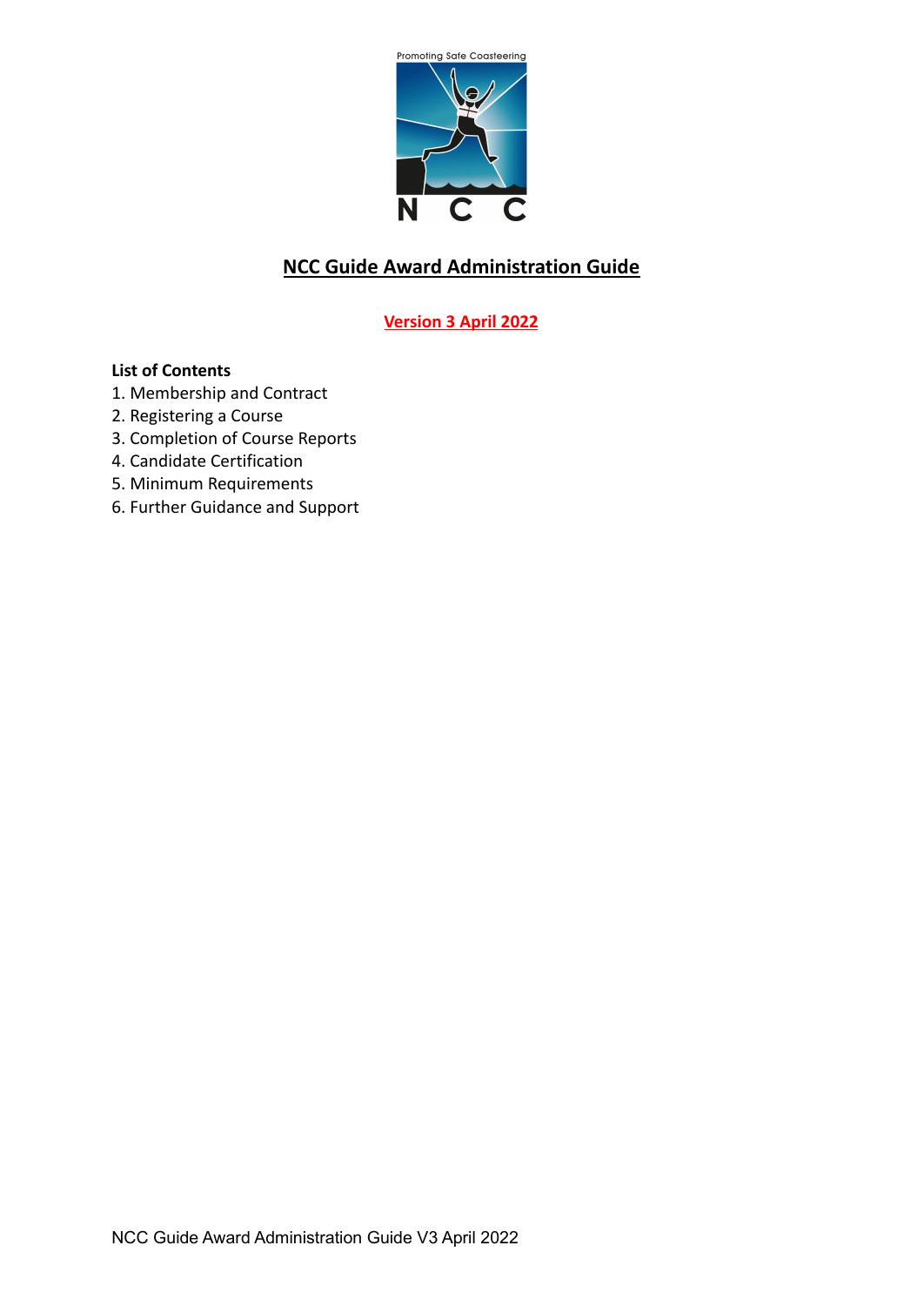Promoting Safe Coasteering

N C C

# NCC Guide Award Administration Guide

**Version 3 April 2022**

**List of Contents**

1. Membership and Contract
2. Registering a Course
3. Completion of Course Reports
4. Candidate Certification
5. Minimum Requirements
6. Further Guidance and Support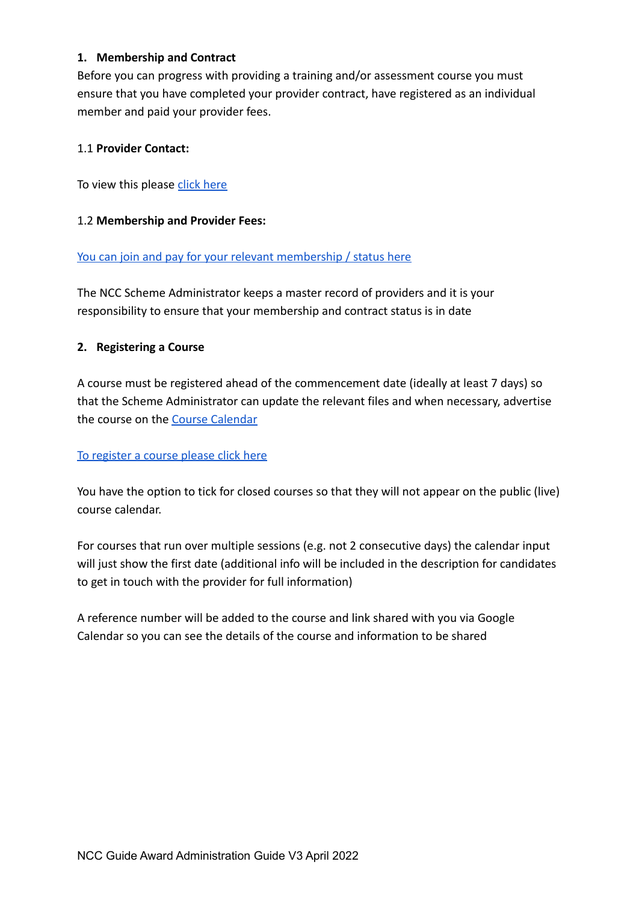## 1. Membership and Contract

Before you can progress with providing a training and/or assessment course you must ensure that you have completed your provider contract, have registered as an individual member and paid your provider fees.

### 1.1 **Provider Contact:**

To view this please click here

### 1.2 **Membership and Provider Fees:**

You can join and pay for your relevant membership / status here

The NCC Scheme Administrator keeps a master record of providers and it is your responsibility to ensure that your membership and contract status is in date

## 2. Registering a Course

A course must be registered ahead of the commencement date (ideally at least 7 days) so that the Scheme Administrator can update the relevant files and when necessary, advertise the course on the Course Calendar

To register a course please click here

You have the option to tick for closed courses so that they will not appear on the public (live) course calendar.

For courses that run over multiple sessions (e.g. not 2 consecutive days) the calendar input will just show the first date (additional info will be included in the description for candidates to get in touch with the provider for full information)

A reference number will be added to the course and link shared with you via Google Calendar so you can see the details of the course and information to be shared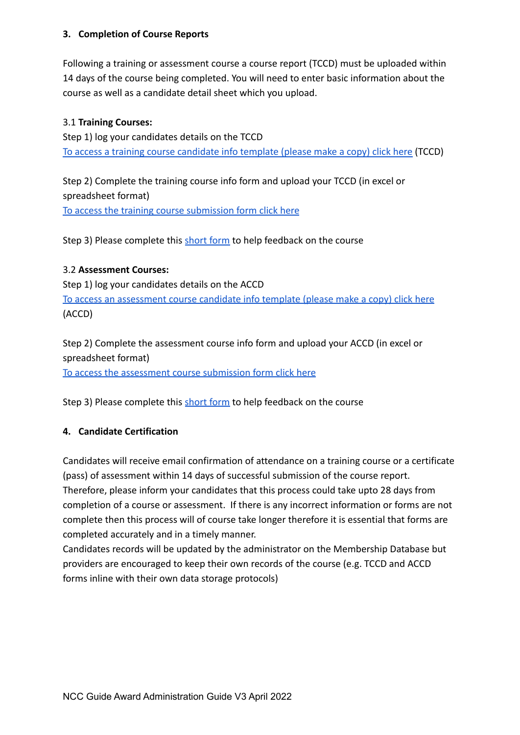## 3. Completion of Course Reports

Following a training or assessment course a course report (TCCD) must be uploaded within 14 days of the course being completed. You will need to enter basic information about the course as well as a candidate detail sheet which you upload.

### 3.1 Training Courses:

Step 1) log your candidates details on the TCCD
To access a training course candidate info template (please make a copy) click here (TCCD)

Step 2) Complete the training course info form and upload your TCCD (in excel or spreadsheet format)
To access the training course submission form click here

Step 3) Please complete this short form to help feedback on the course

### 3.2 Assessment Courses:

Step 1) log your candidates details on the ACCD
To access an assessment course candidate info template (please make a copy) click here (ACCD)

Step 2) Complete the assessment course info form and upload your ACCD (in excel or spreadsheet format)
To access the assessment course submission form click here

Step 3) Please complete this short form to help feedback on the course

## 4. Candidate Certification

Candidates will receive email confirmation of attendance on a training course or a certificate (pass) of assessment within 14 days of successful submission of the course report. Therefore, please inform your candidates that this process could take upto 28 days from completion of a course or assessment. If there is any incorrect information or forms are not complete then this process will of course take longer therefore it is essential that forms are completed accurately and in a timely manner.
Candidates records will be updated by the administrator on the Membership Database but providers are encouraged to keep their own records of the course (e.g. TCCD and ACCD forms inline with their own data storage protocols)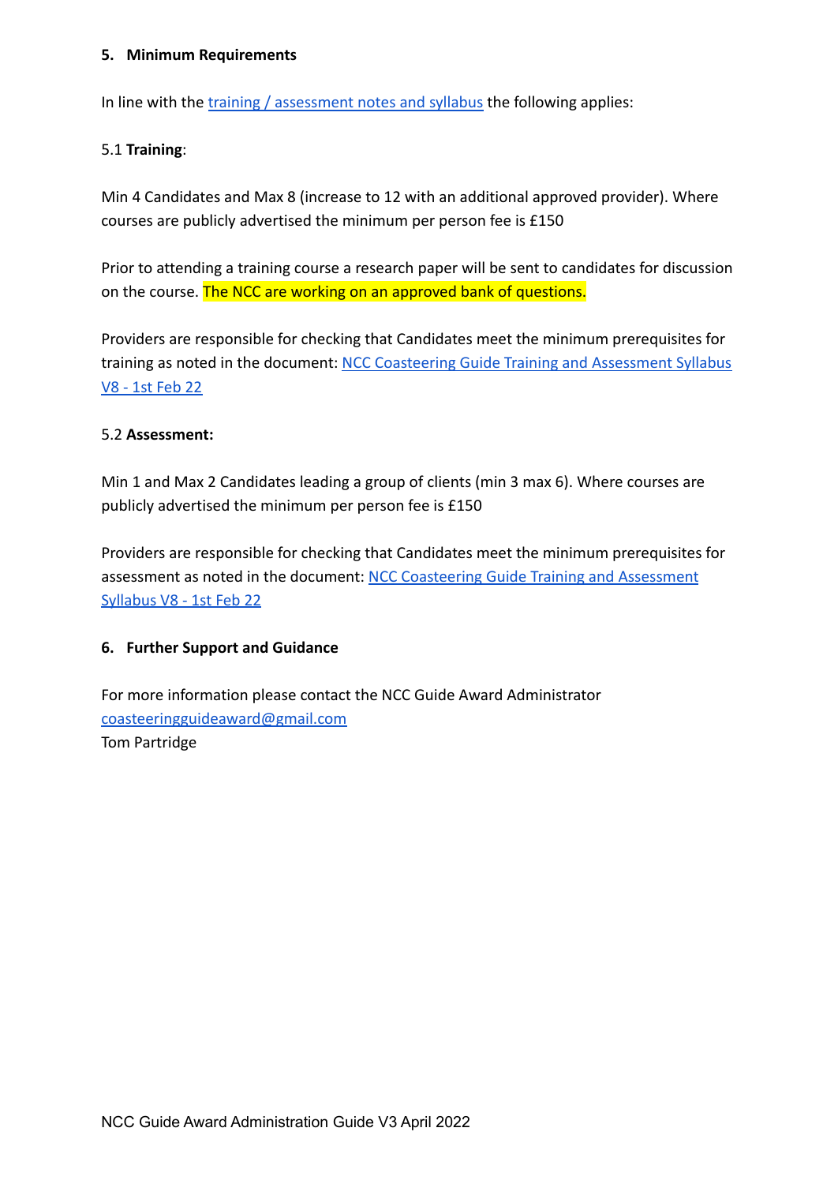## 5. Minimum Requirements

In line with the training / assessment notes and syllabus the following applies:

5.1 **Training**:

Min 4 Candidates and Max 8 (increase to 12 with an additional approved provider). Where courses are publicly advertised the minimum per person fee is £150

Prior to attending a training course a research paper will be sent to candidates for discussion on the course. The NCC are working on an approved bank of questions.

Providers are responsible for checking that Candidates meet the minimum prerequisites for training as noted in the document: NCC Coasteering Guide Training and Assessment Syllabus V8 - 1st Feb 22

5.2 **Assessment:**

Min 1 and Max 2 Candidates leading a group of clients (min 3 max 6). Where courses are publicly advertised the minimum per person fee is £150

Providers are responsible for checking that Candidates meet the minimum prerequisites for assessment as noted in the document: NCC Coasteering Guide Training and Assessment Syllabus V8 - 1st Feb 22

## 6. Further Support and Guidance

For more information please contact the NCC Guide Award Administrator
coasteeringguideaward@gmail.com
Tom Partridge